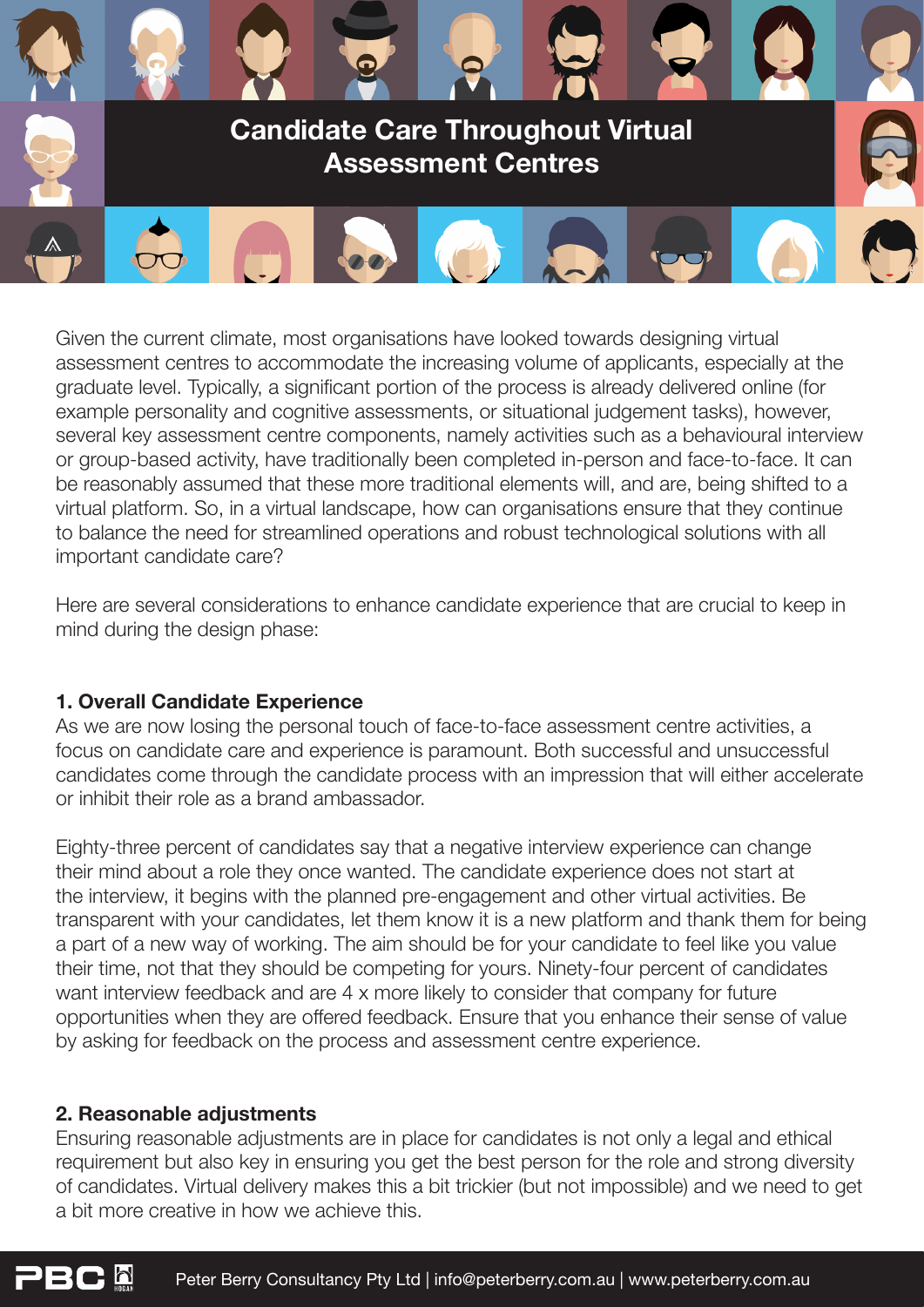# Candidate Care Throughout Virtual Assessment Centres

Given the current climate, most organisations have looked towards designing virtual assessment centres to accommodate the increasing volume of applicants, especially at the graduate level. Typically, a significant portion of the process is already delivered online (for example personality and cognitive assessments, or situational judgement tasks), however, several key assessment centre components, namely activities such as a behavioural interview or group-based activity, have traditionally been completed in-person and face-to-face. It can be reasonably assumed that these more traditional elements will, and are, being shifted to a virtual platform. So, in a virtual landscape, how can organisations ensure that they continue to balance the need for streamlined operations and robust technological solutions with all important candidate care?

Here are several considerations to enhance candidate experience that are crucial to keep in mind during the design phase:

### 1. Overall Candidate Experience

As we are now losing the personal touch of face-to-face assessment centre activities, a focus on candidate care and experience is paramount. Both successful and unsuccessful candidates come through the candidate process with an impression that will either accelerate or inhibit their role as a brand ambassador.

Eighty-three percent of candidates say that a negative interview experience can change their mind about a role they once wanted. The candidate experience does not start at the interview, it begins with the planned pre-engagement and other virtual activities. Be transparent with your candidates, let them know it is a new platform and thank them for being a part of a new way of working. The aim should be for your candidate to feel like you value their time, not that they should be competing for yours. Ninety-four percent of candidates want interview feedback and are 4 x more likely to consider that company for future opportunities when they are offered feedback. Ensure that you enhance their sense of value by asking for feedback on the process and assessment centre experience.

### 2. Reasonable adjustments

Ensuring reasonable adjustments are in place for candidates is not only a legal and ethical requirement but also key in ensuring you get the best person for the role and strong diversity of candidates. Virtual delivery makes this a bit trickier (but not impossible) and we need to get a bit more creative in how we achieve this.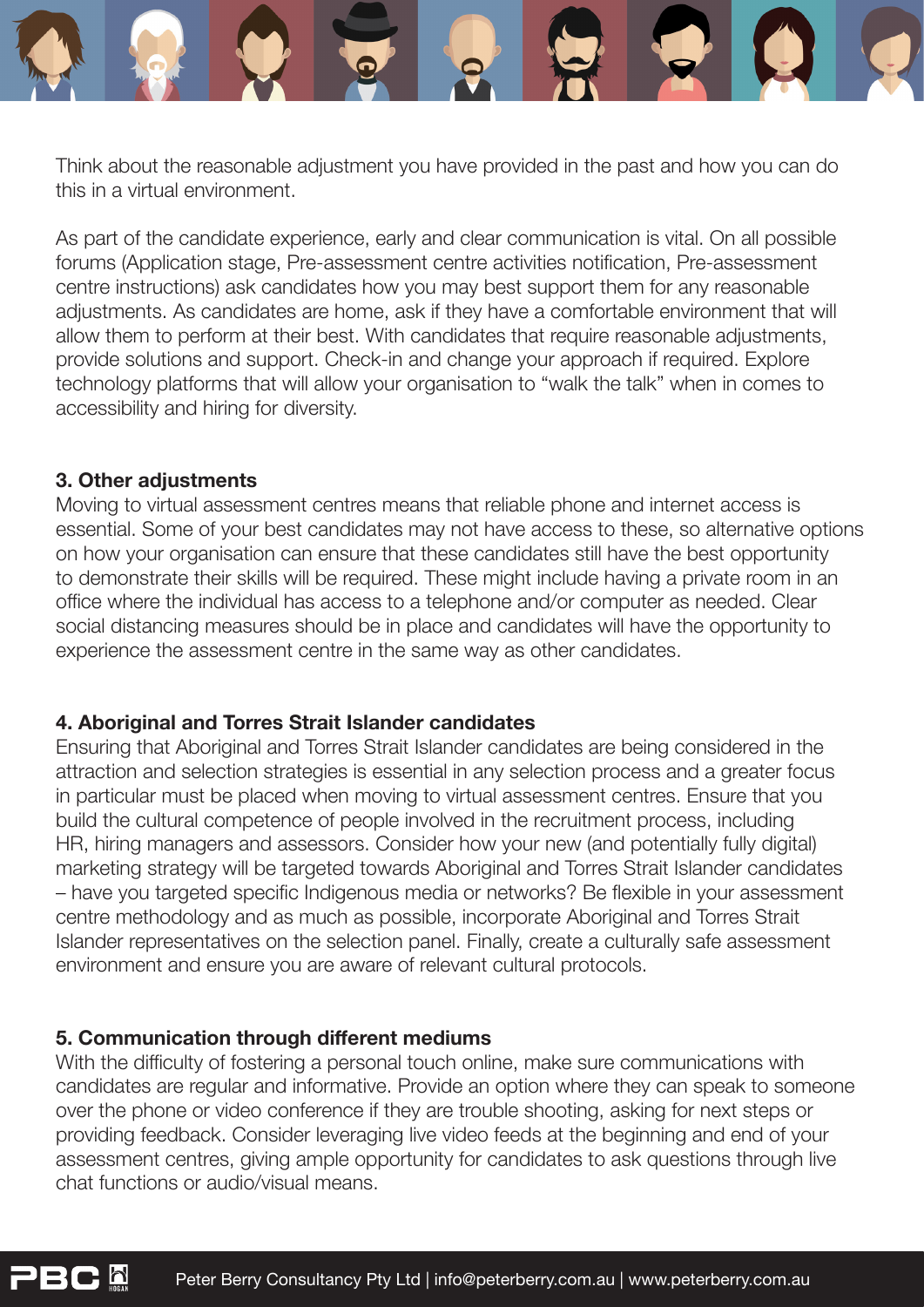Think about the reasonable adjustment you have provided in the past and how you can do this in a virtual environment.

As part of the candidate experience, early and clear communication is vital. On all possible forums (Application stage, Pre-assessment centre activities notification, Pre-assessment centre instructions) ask candidates how you may best support them for any reasonable adjustments. As candidates are home, ask if they have a comfortable environment that will allow them to perform at their best. With candidates that require reasonable adjustments, provide solutions and support. Check-in and change your approach if required. Explore technology platforms that will allow your organisation to "walk the talk" when in comes to accessibility and hiring for diversity.

### 3. Other adjustments

Moving to virtual assessment centres means that reliable phone and internet access is essential. Some of your best candidates may not have access to these, so alternative options on how your organisation can ensure that these candidates still have the best opportunity to demonstrate their skills will be required. These might include having a private room in an office where the individual has access to a telephone and/or computer as needed. Clear social distancing measures should be in place and candidates will have the opportunity to experience the assessment centre in the same way as other candidates.

### 4. Aboriginal and Torres Strait Islander candidates

Ensuring that Aboriginal and Torres Strait Islander candidates are being considered in the attraction and selection strategies is essential in any selection process and a greater focus in particular must be placed when moving to virtual assessment centres. Ensure that you build the cultural competence of people involved in the recruitment process, including HR, hiring managers and assessors. Consider how your new (and potentially fully digital) marketing strategy will be targeted towards Aboriginal and Torres Strait Islander candidates – have you targeted specific Indigenous media or networks? Be flexible in your assessment centre methodology and as much as possible, incorporate Aboriginal and Torres Strait Islander representatives on the selection panel. Finally, create a culturally safe assessment environment and ensure you are aware of relevant cultural protocols.

### 5. Communication through different mediums

With the difficulty of fostering a personal touch online, make sure communications with candidates are regular and informative. Provide an option where they can speak to someone over the phone or video conference if they are trouble shooting, asking for next steps or providing feedback. Consider leveraging live video feeds at the beginning and end of your assessment centres, giving ample opportunity for candidates to ask questions through live chat functions or audio/visual means.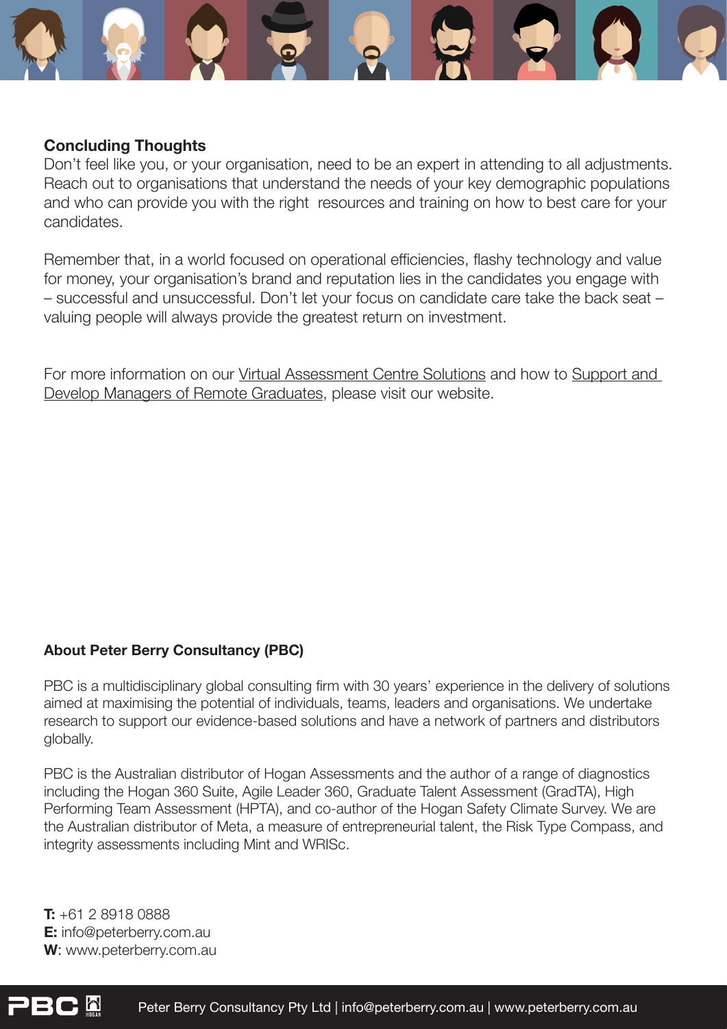## Concluding Thoughts

Don't feel like you, or your organisation, need to be an expert in attending to all adjustments. Reach out to organisations that understand the needs of your key demographic populations and who can provide you with the right resources and training on how to best care for your candidates.

Remember that, in a world focused on operational efficiencies, flashy technology and value for money, your organisation's brand and reputation lies in the candidates you engage with – successful and unsuccessful. Don't let your focus on candidate care take the back seat – valuing people will always provide the greatest return on investment.

For more information on our Virtual Assessment Centre Solutions and how to Support and Develop Managers of Remote Graduates, please visit our website.

### About Peter Berry Consultancy (PBC)

PBC is a multidisciplinary global consulting firm with 30 years' experience in the delivery of solutions aimed at maximising the potential of individuals, teams, leaders and organisations. We undertake research to support our evidence-based solutions and have a network of partners and distributors globally.

PBC is the Australian distributor of Hogan Assessments and the author of a range of diagnostics including the Hogan 360 Suite, Agile Leader 360, Graduate Talent Assessment (GradTA), High Performing Team Assessment (HPTA), and co-author of the Hogan Safety Climate Survey. We are the Australian distributor of Meta, a measure of entrepreneurial talent, the Risk Type Compass, and integrity assessments including Mint and WRISc.

**T:** +61 2 8918 0888
**E:** info@peterberry.com.au
**W**: www.peterberry.com.au